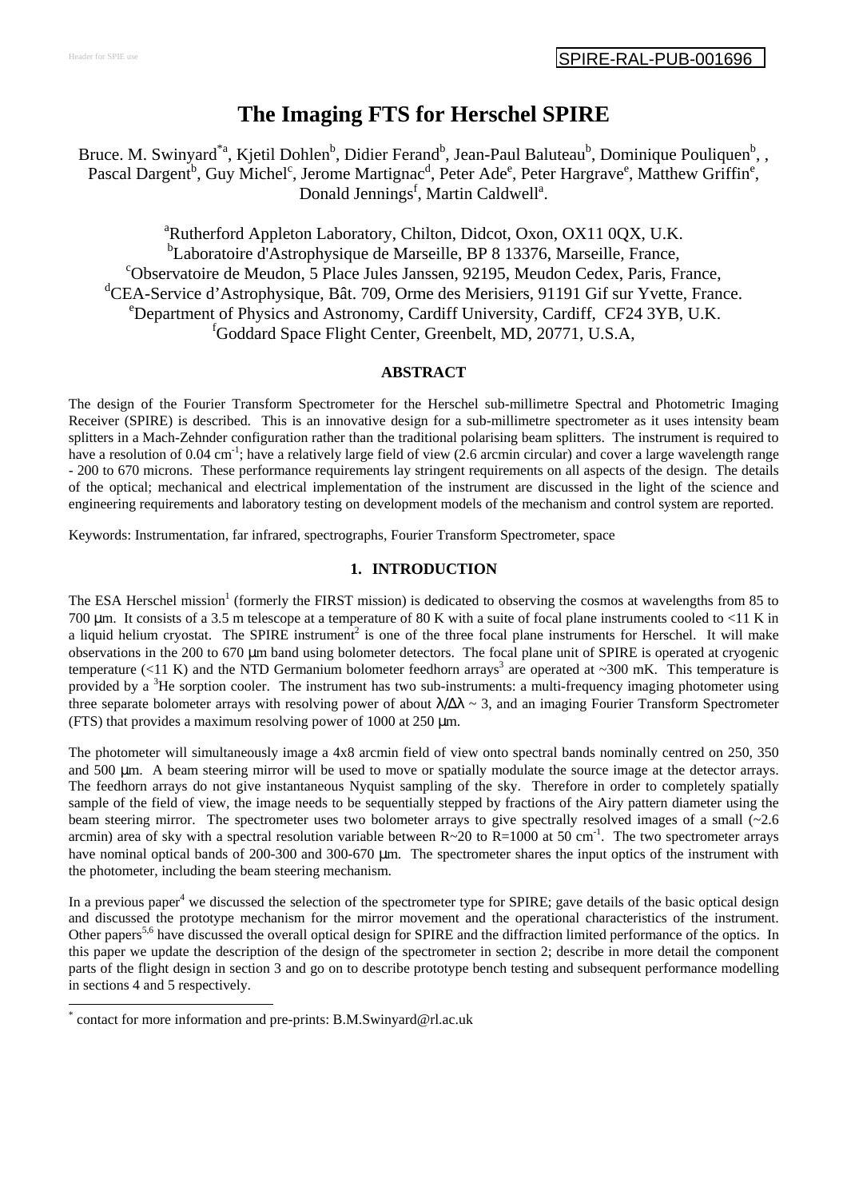SPIRE-RAL-PUB-001696

# The Imaging FTS for Herschel SPIRE

Bruce. M. Swinyard[*a], Kjetil Dohlen[b], Didier Ferand[b], Jean-Paul Baluteau[b], Dominique Pouliquen[b], , Pascal Dargent[b], Guy Michel[c], Jerome Martignac[d], Peter Ade[e], Peter Hargrave[e], Matthew Griffin[e], Donald Jennings[f], Martin Caldwell[a].

[a]Rutherford Appleton Laboratory, Chilton, Didcot, Oxon, OX11 0QX, U.K.
[b]Laboratoire d'Astrophysique de Marseille, BP 8 13376, Marseille, France,
[c]Observatoire de Meudon, 5 Place Jules Janssen, 92195, Meudon Cedex, Paris, France,
[d]CEA-Service d'Astrophysique, Bât. 709, Orme des Merisiers, 91191 Gif sur Yvette, France.
[e]Department of Physics and Astronomy, Cardiff University, Cardiff, CF24 3YB, U.K.
[f]Goddard Space Flight Center, Greenbelt, MD, 20771, U.S.A,

## ABSTRACT

The design of the Fourier Transform Spectrometer for the Herschel sub-millimetre Spectral and Photometric Imaging Receiver (SPIRE) is described. This is an innovative design for a sub-millimetre spectrometer as it uses intensity beam splitters in a Mach-Zehnder configuration rather than the traditional polarising beam splitters. The instrument is required to have a resolution of 0.04 $cm^{-1}$; have a relatively large field of view (2.6 arcmin circular) and cover a large wavelength range - 200 to 670 microns. These performance requirements lay stringent requirements on all aspects of the design. The details of the optical; mechanical and electrical implementation of the instrument are discussed in the light of the science and engineering requirements and laboratory testing on development models of the mechanism and control system are reported.

Keywords: Instrumentation, far infrared, spectrographs, Fourier Transform Spectrometer, space

## 1. INTRODUCTION

The ESA Herschel mission[1] (formerly the FIRST mission) is dedicated to observing the cosmos at wavelengths from 85 to 700 μm. It consists of a 3.5 m telescope at a temperature of 80 K with a suite of focal plane instruments cooled to <11 K in a liquid helium cryostat. The SPIRE instrument[2] is one of the three focal plane instruments for Herschel. It will make observations in the 200 to 670 μm band using bolometer detectors. The focal plane unit of SPIRE is operated at cryogenic temperature (<11 K) and the NTD Germanium bolometer feedhorn arrays[3] are operated at ~300 mK. This temperature is provided by a $^3$He sorption cooler. The instrument has two sub-instruments: a multi-frequency imaging photometer using three separate bolometer arrays with resolving power of about $\lambda/\Delta\lambda \sim 3$, and an imaging Fourier Transform Spectrometer (FTS) that provides a maximum resolving power of 1000 at 250 μm.

The photometer will simultaneously image a 4x8 arcmin field of view onto spectral bands nominally centred on 250, 350 and 500 μm. A beam steering mirror will be used to move or spatially modulate the source image at the detector arrays. The feedhorn arrays do not give instantaneous Nyquist sampling of the sky. Therefore in order to completely spatially sample of the field of view, the image needs to be sequentially stepped by fractions of the Airy pattern diameter using the beam steering mirror. The spectrometer uses two bolometer arrays to give spectrally resolved images of a small (~2.6 arcmin) area of sky with a spectral resolution variable between R~20 to R=1000 at 50 $cm^{-1}$. The two spectrometer arrays have nominal optical bands of 200-300 and 300-670 μm. The spectrometer shares the input optics of the instrument with the photometer, including the beam steering mechanism.

In a previous paper[4] we discussed the selection of the spectrometer type for SPIRE; gave details of the basic optical design and discussed the prototype mechanism for the mirror movement and the operational characteristics of the instrument. Other papers[5,6] have discussed the overall optical design for SPIRE and the diffraction limited performance of the optics. In this paper we update the description of the design of the spectrometer in section 2; describe in more detail the component parts of the flight design in section 3 and go on to describe prototype bench testing and subsequent performance modelling in sections 4 and 5 respectively.

[*] contact for more information and pre-prints: B.M.Swinyard@rl.ac.uk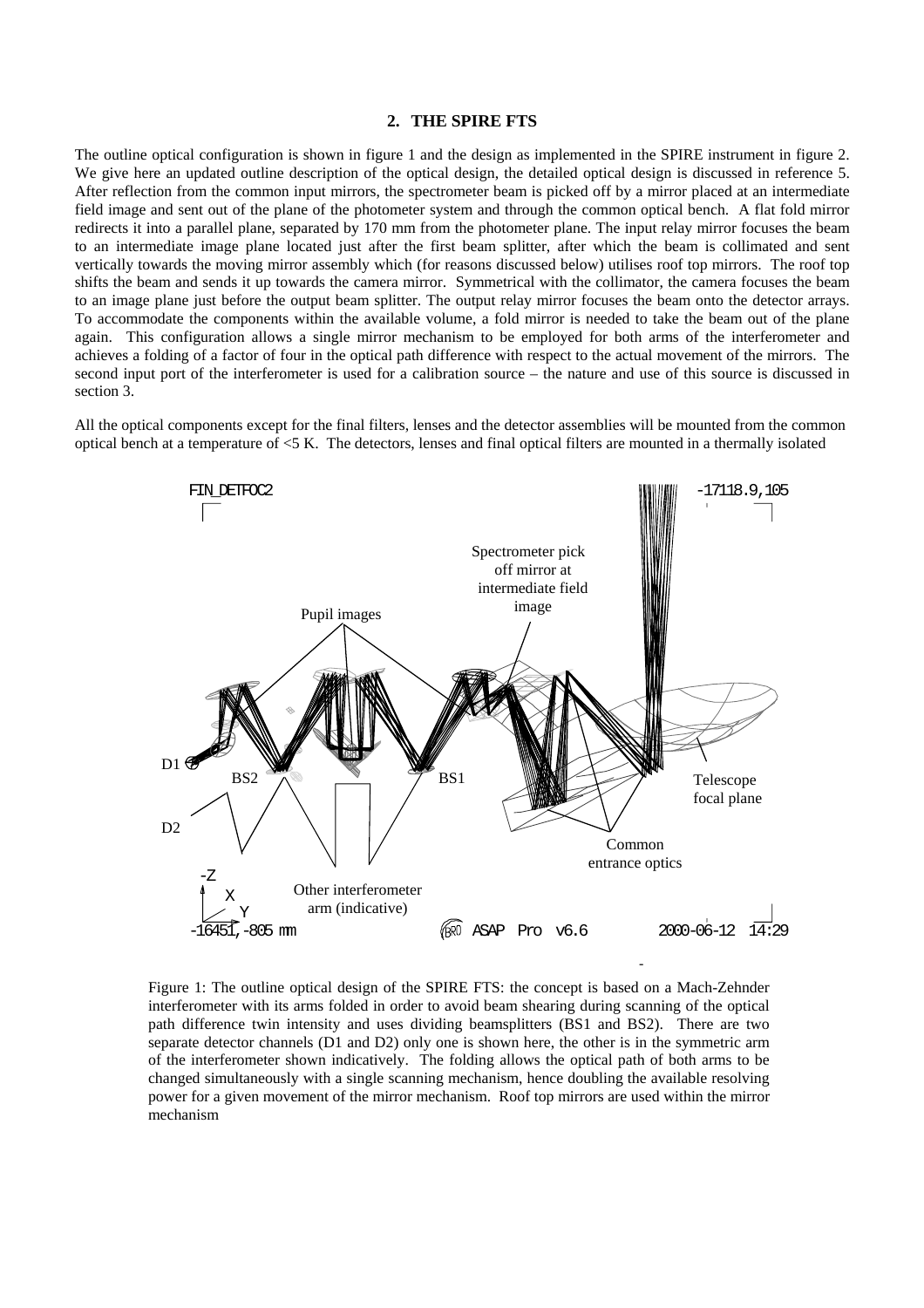## 2. THE SPIRE FTS

The outline optical configuration is shown in figure 1 and the design as implemented in the SPIRE instrument in figure 2. We give here an updated outline description of the optical design, the detailed optical design is discussed in reference 5. After reflection from the common input mirrors, the spectrometer beam is picked off by a mirror placed at an intermediate field image and sent out of the plane of the photometer system and through the common optical bench. A flat fold mirror redirects it into a parallel plane, separated by 170 mm from the photometer plane. The input relay mirror focuses the beam to an intermediate image plane located just after the first beam splitter, after which the beam is collimated and sent vertically towards the moving mirror assembly which (for reasons discussed below) utilises roof top mirrors. The roof top shifts the beam and sends it up towards the camera mirror. Symmetrical with the collimator, the camera focuses the beam to an image plane just before the output beam splitter. The output relay mirror focuses the beam onto the detector arrays. To accommodate the components within the available volume, a fold mirror is needed to take the beam out of the plane again. This configuration allows a single mirror mechanism to be employed for both arms of the interferometer and achieves a folding of a factor of four in the optical path difference with respect to the actual movement of the mirrors. The second input port of the interferometer is used for a calibration source – the nature and use of this source is discussed in section 3.

All the optical components except for the final filters, lenses and the detector assemblies will be mounted from the common optical bench at a temperature of <5 K. The detectors, lenses and final optical filters are mounted in a thermally isolated

FIN_DETFOC2

-17118.9,105

Spectrometer pick off mirror at intermediate field image

Pupil images

D1

BS2

BS1

Telescope focal plane

D2

Common entrance optics

-Z

X

Y

Other interferometer arm (indicative)

-16451,-805 mm

ASAP Pro v6.6

2000-06-12 14:29

Figure 1: The outline optical design of the SPIRE FTS: the concept is based on a Mach-Zehnder interferometer with its arms folded in order to avoid beam shearing during scanning of the optical path difference twin intensity and uses dividing beamsplitters (BS1 and BS2). There are two separate detector channels (D1 and D2) only one is shown here, the other is in the symmetric arm of the interferometer shown indicatively. The folding allows the optical path of both arms to be changed simultaneously with a single scanning mechanism, hence doubling the available resolving power for a given movement of the mirror mechanism. Roof top mirrors are used within the mirror mechanism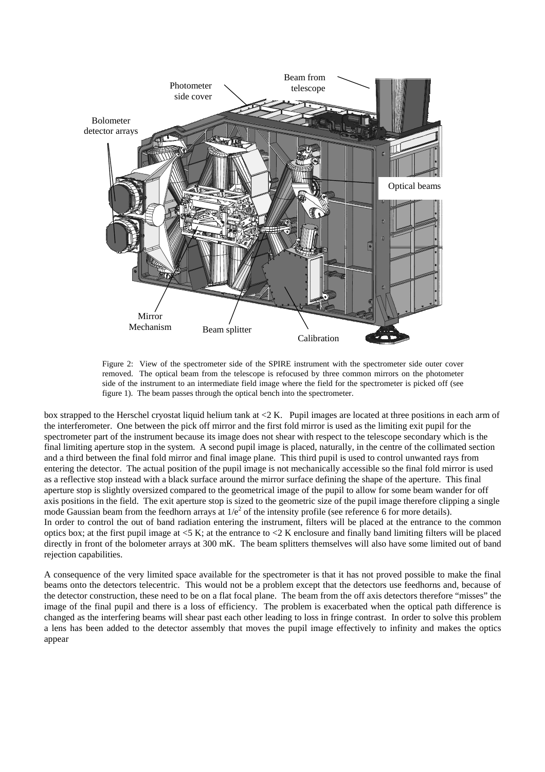Beam from telescope

Photometer side cover

Bolometer detector arrays

Optical beams

Mirror Mechanism

Beam splitter

Calibration

Figure 2: View of the spectrometer side of the SPIRE instrument with the spectrometer side outer cover removed. The optical beam from the telescope is refocused by three common mirrors on the photometer side of the instrument to an intermediate field image where the field for the spectrometer is picked off (see figure 1). The beam passes through the optical bench into the spectrometer.

box strapped to the Herschel cryostat liquid helium tank at <2 K. Pupil images are located at three positions in each arm of the interferometer. One between the pick off mirror and the first fold mirror is used as the limiting exit pupil for the spectrometer part of the instrument because its image does not shear with respect to the telescope secondary which is the final limiting aperture stop in the system. A second pupil image is placed, naturally, in the centre of the collimated section and a third between the final fold mirror and final image plane. This third pupil is used to control unwanted rays from entering the detector. The actual position of the pupil image is not mechanically accessible so the final fold mirror is used as a reflective stop instead with a black surface around the mirror surface defining the shape of the aperture. This final aperture stop is slightly oversized compared to the geometrical image of the pupil to allow for some beam wander for off axis positions in the field. The exit aperture stop is sized to the geometric size of the pupil image therefore clipping a single mode Gaussian beam from the feedhorn arrays at $1/e^2$ of the intensity profile (see reference 6 for more details).
In order to control the out of band radiation entering the instrument, filters will be placed at the entrance to the common optics box; at the first pupil image at <5 K; at the entrance to <2 K enclosure and finally band limiting filters will be placed directly in front of the bolometer arrays at 300 mK. The beam splitters themselves will also have some limited out of band rejection capabilities.

A consequence of the very limited space available for the spectrometer is that it has not proved possible to make the final beams onto the detectors telecentric. This would not be a problem except that the detectors use feedhorns and, because of the detector construction, these need to be on a flat focal plane. The beam from the off axis detectors therefore "misses" the image of the final pupil and there is a loss of efficiency. The problem is exacerbated when the optical path difference is changed as the interfering beams will shear past each other leading to loss in fringe contrast. In order to solve this problem a lens has been added to the detector assembly that moves the pupil image effectively to infinity and makes the optics appear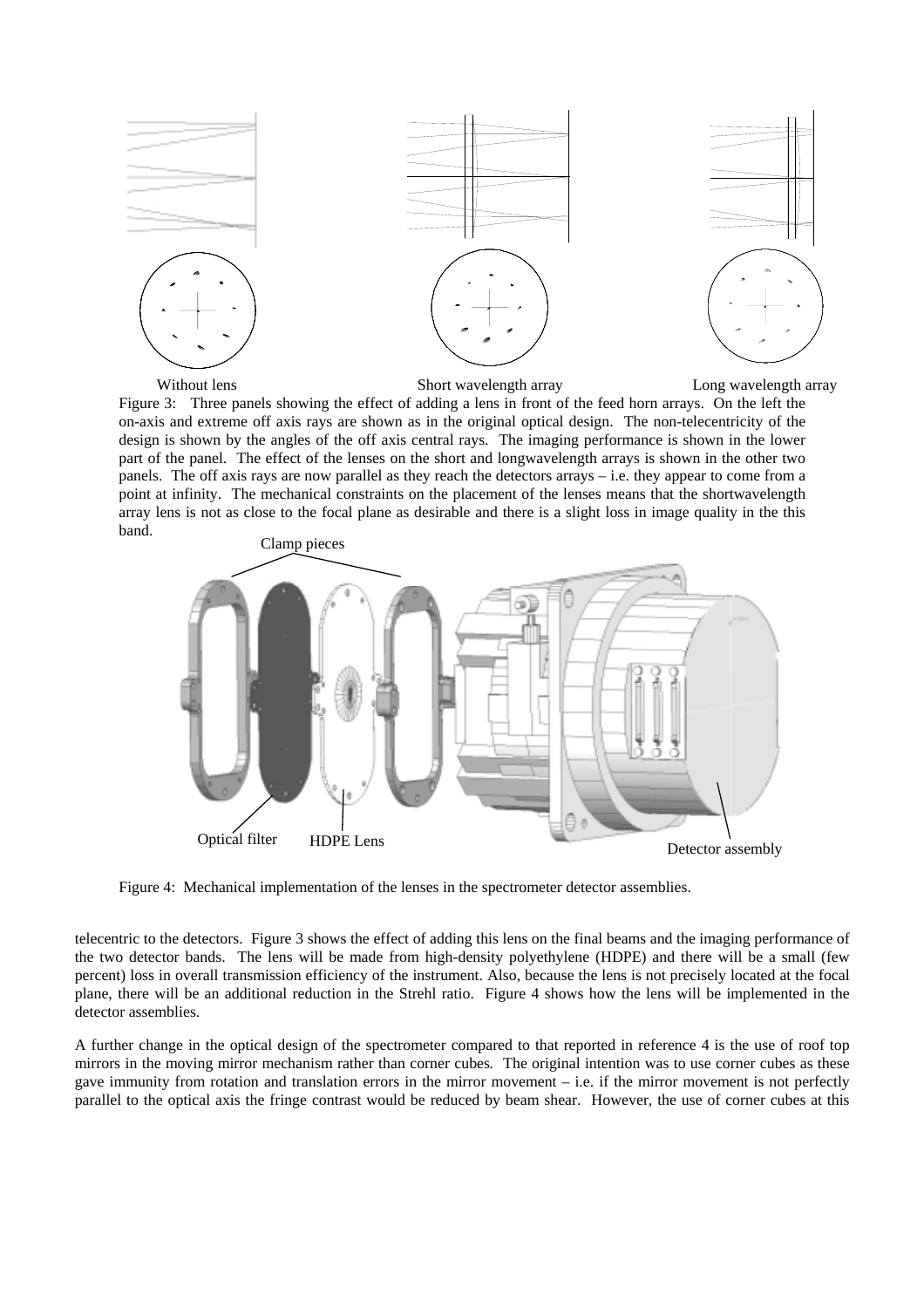Without lens

Short wavelength array

Long wavelength array

Figure 3: Three panels showing the effect of adding a lens in front of the feed horn arrays. On the left the on-axis and extreme off axis rays are shown as in the original optical design. The non-telecentricity of the design is shown by the angles of the off axis central rays. The imaging performance is shown in the lower part of the panel. The effect of the lenses on the short and longwavelength arrays is shown in the other two panels. The off axis rays are now parallel as they reach the detectors arrays – i.e. they appear to come from a point at infinity. The mechanical constraints on the placement of the lenses means that the shortwavelength array lens is not as close to the focal plane as desirable and there is a slight loss in image quality in the this band.

Clamp pieces

Optical filter

HDPE Lens

Detector assembly

Figure 4: Mechanical implementation of the lenses in the spectrometer detector assemblies.

telecentric to the detectors. Figure 3 shows the effect of adding this lens on the final beams and the imaging performance of the two detector bands. The lens will be made from high-density polyethylene (HDPE) and there will be a small (few percent) loss in overall transmission efficiency of the instrument. Also, because the lens is not precisely located at the focal plane, there will be an additional reduction in the Strehl ratio. Figure 4 shows how the lens will be implemented in the detector assemblies.

A further change in the optical design of the spectrometer compared to that reported in reference 4 is the use of roof top mirrors in the moving mirror mechanism rather than corner cubes. The original intention was to use corner cubes as these gave immunity from rotation and translation errors in the mirror movement – i.e. if the mirror movement is not perfectly parallel to the optical axis the fringe contrast would be reduced by beam shear. However, the use of corner cubes at this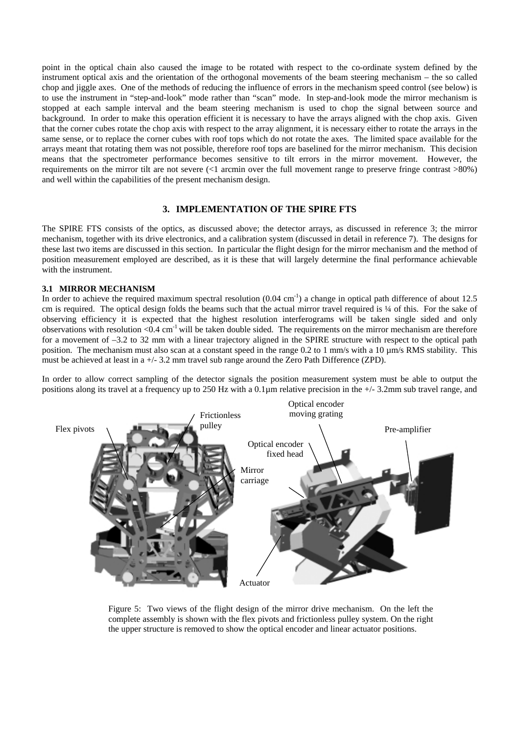point in the optical chain also caused the image to be rotated with respect to the co-ordinate system defined by the instrument optical axis and the orientation of the orthogonal movements of the beam steering mechanism – the so called chop and jiggle axes. One of the methods of reducing the influence of errors in the mechanism speed control (see below) is to use the instrument in "step-and-look" mode rather than "scan" mode. In step-and-look mode the mirror mechanism is stopped at each sample interval and the beam steering mechanism is used to chop the signal between source and background. In order to make this operation efficient it is necessary to have the arrays aligned with the chop axis. Given that the corner cubes rotate the chop axis with respect to the array alignment, it is necessary either to rotate the arrays in the same sense, or to replace the corner cubes with roof tops which do not rotate the axes. The limited space available for the arrays meant that rotating them was not possible, therefore roof tops are baselined for the mirror mechanism. This decision means that the spectrometer performance becomes sensitive to tilt errors in the mirror movement. However, the requirements on the mirror tilt are not severe (<1 arcmin over the full movement range to preserve fringe contrast >80%) and well within the capabilities of the present mechanism design.

## 3. IMPLEMENTATION OF THE SPIRE FTS

The SPIRE FTS consists of the optics, as discussed above; the detector arrays, as discussed in reference 3; the mirror mechanism, together with its drive electronics, and a calibration system (discussed in detail in reference 7). The designs for these last two items are discussed in this section. In particular the flight design for the mirror mechanism and the method of position measurement employed are described, as it is these that will largely determine the final performance achievable with the instrument.

### 3.1 MIRROR MECHANISM

In order to achieve the required maximum spectral resolution (0.04 $cm^{-1}$) a change in optical path difference of about 12.5 cm is required. The optical design folds the beams such that the actual mirror travel required is ¼ of this. For the sake of observing efficiency it is expected that the highest resolution interferograms will be taken single sided and only observations with resolution <0.4 $cm^{-1}$ will be taken double sided. The requirements on the mirror mechanism are therefore for a movement of –3.2 to 32 mm with a linear trajectory aligned in the SPIRE structure with respect to the optical path position. The mechanism must also scan at a constant speed in the range 0.2 to 1 mm/s with a 10 µm/s RMS stability. This must be achieved at least in a +/- 3.2 mm travel sub range around the Zero Path Difference (ZPD).

In order to allow correct sampling of the detector signals the position measurement system must be able to output the positions along its travel at a frequency up to 250 Hz with a 0.1µm relative precision in the +/- 3.2mm sub travel range, and

Flex pivots
Frictionless pulley
Mirror carriage
Optical encoder moving grating
Optical encoder fixed head
Pre-amplifier
Actuator

Figure 5: Two views of the flight design of the mirror drive mechanism. On the left the complete assembly is shown with the flex pivots and frictionless pulley system. On the right the upper structure is removed to show the optical encoder and linear actuator positions.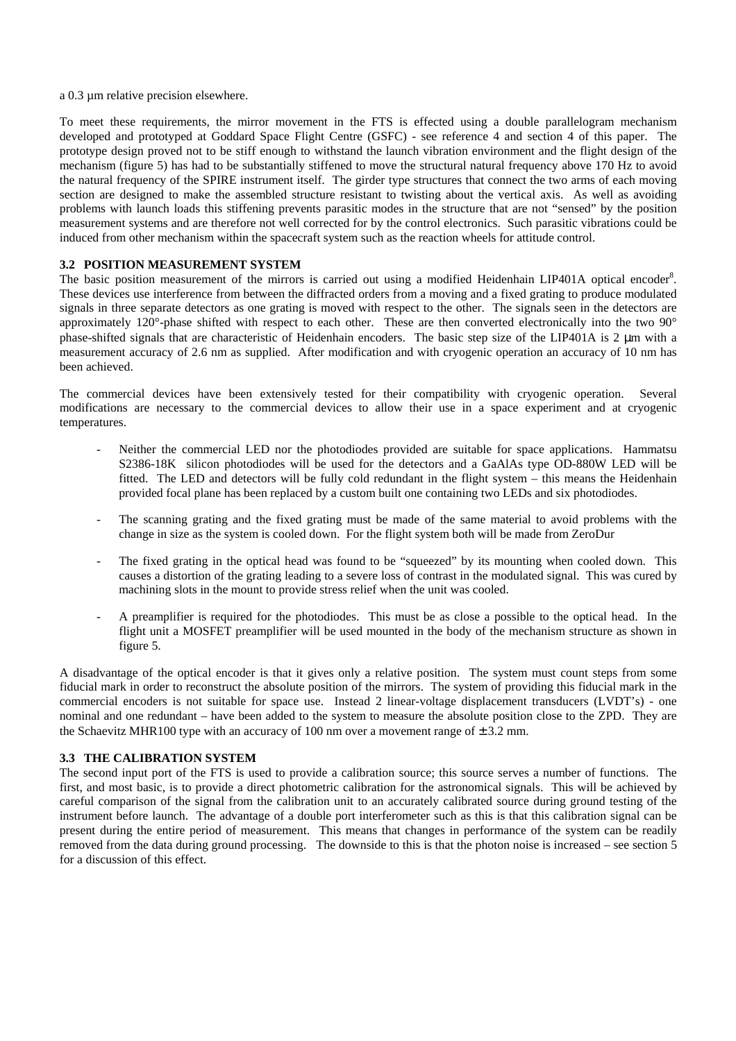a 0.3 µm relative precision elsewhere.

To meet these requirements, the mirror movement in the FTS is effected using a double parallelogram mechanism developed and prototyped at Goddard Space Flight Centre (GSFC) - see reference 4 and section 4 of this paper. The prototype design proved not to be stiff enough to withstand the launch vibration environment and the flight design of the mechanism (figure 5) has had to be substantially stiffened to move the structural natural frequency above 170 Hz to avoid the natural frequency of the SPIRE instrument itself. The girder type structures that connect the two arms of each moving section are designed to make the assembled structure resistant to twisting about the vertical axis. As well as avoiding problems with launch loads this stiffening prevents parasitic modes in the structure that are not "sensed" by the position measurement systems and are therefore not well corrected for by the control electronics. Such parasitic vibrations could be induced from other mechanism within the spacecraft system such as the reaction wheels for attitude control.

### 3.2 POSITION MEASUREMENT SYSTEM

The basic position measurement of the mirrors is carried out using a modified Heidenhain LIP401A optical encoder[8]. These devices use interference from between the diffracted orders from a moving and a fixed grating to produce modulated signals in three separate detectors as one grating is moved with respect to the other. The signals seen in the detectors are approximately 120°-phase shifted with respect to each other. These are then converted electronically into the two 90° phase-shifted signals that are characteristic of Heidenhain encoders. The basic step size of the LIP401A is 2 µm with a measurement accuracy of 2.6 nm as supplied. After modification and with cryogenic operation an accuracy of 10 nm has been achieved.

The commercial devices have been extensively tested for their compatibility with cryogenic operation. Several modifications are necessary to the commercial devices to allow their use in a space experiment and at cryogenic temperatures.

- Neither the commercial LED nor the photodiodes provided are suitable for space applications. Hammatsu S2386-18K silicon photodiodes will be used for the detectors and a GaAlAs type OD-880W LED will be fitted. The LED and detectors will be fully cold redundant in the flight system – this means the Heidenhain provided focal plane has been replaced by a custom built one containing two LEDs and six photodiodes.

- The scanning grating and the fixed grating must be made of the same material to avoid problems with the change in size as the system is cooled down. For the flight system both will be made from ZeroDur

- The fixed grating in the optical head was found to be "squeezed" by its mounting when cooled down. This causes a distortion of the grating leading to a severe loss of contrast in the modulated signal. This was cured by machining slots in the mount to provide stress relief when the unit was cooled.

- A preamplifier is required for the photodiodes. This must be as close a possible to the optical head. In the flight unit a MOSFET preamplifier will be used mounted in the body of the mechanism structure as shown in figure 5.

A disadvantage of the optical encoder is that it gives only a relative position. The system must count steps from some fiducial mark in order to reconstruct the absolute position of the mirrors. The system of providing this fiducial mark in the commercial encoders is not suitable for space use. Instead 2 linear-voltage displacement transducers (LVDT's) - one nominal and one redundant – have been added to the system to measure the absolute position close to the ZPD. They are the Schaevitz MHR100 type with an accuracy of 100 nm over a movement range of ± 3.2 mm.

### 3.3 THE CALIBRATION SYSTEM

The second input port of the FTS is used to provide a calibration source; this source serves a number of functions. The first, and most basic, is to provide a direct photometric calibration for the astronomical signals. This will be achieved by careful comparison of the signal from the calibration unit to an accurately calibrated source during ground testing of the instrument before launch. The advantage of a double port interferometer such as this is that this calibration signal can be present during the entire period of measurement. This means that changes in performance of the system can be readily removed from the data during ground processing. The downside to this is that the photon noise is increased – see section 5 for a discussion of this effect.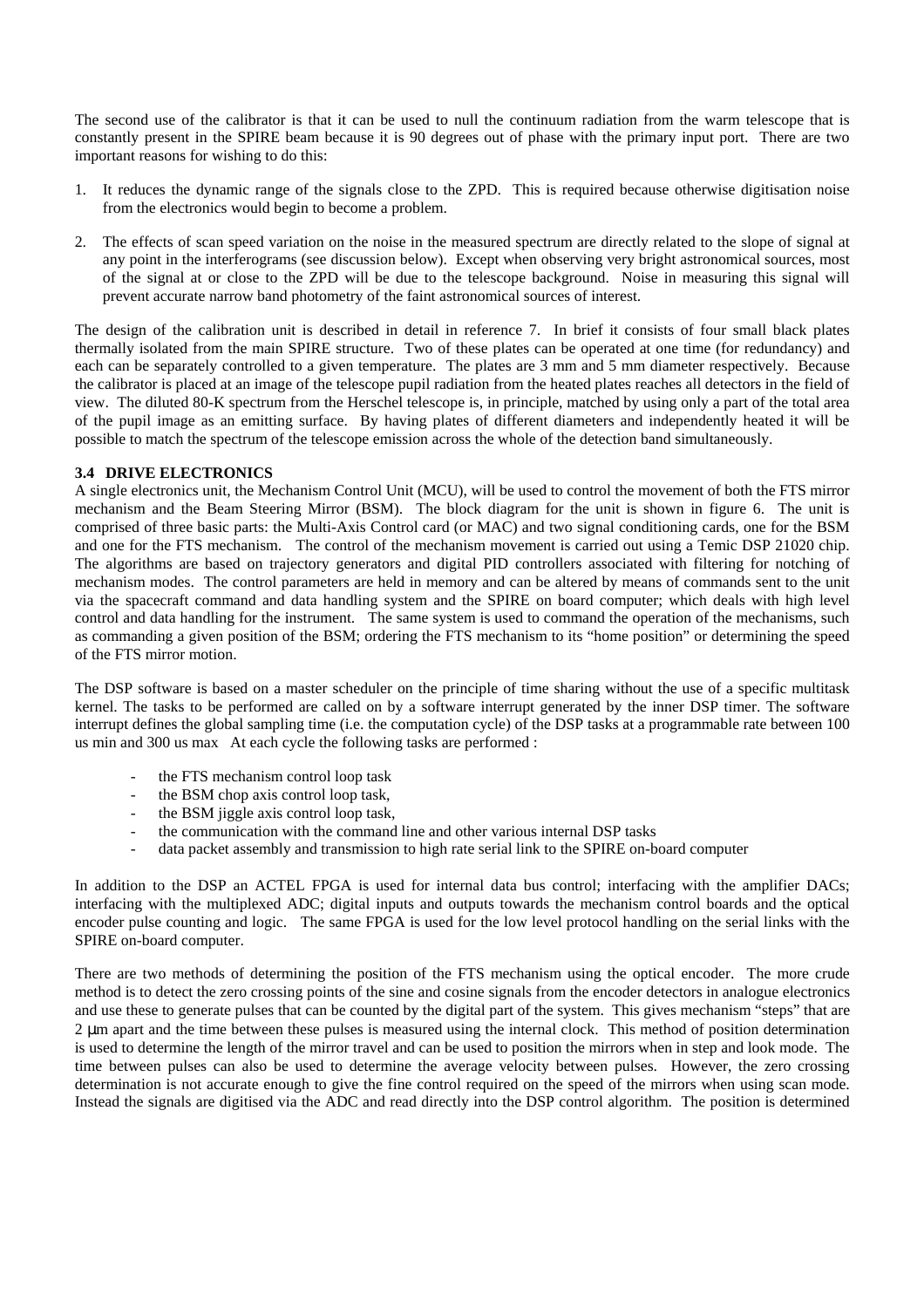The second use of the calibrator is that it can be used to null the continuum radiation from the warm telescope that is constantly present in the SPIRE beam because it is 90 degrees out of phase with the primary input port. There are two important reasons for wishing to do this:

1. It reduces the dynamic range of the signals close to the ZPD. This is required because otherwise digitisation noise from the electronics would begin to become a problem.

2. The effects of scan speed variation on the noise in the measured spectrum are directly related to the slope of signal at any point in the interferograms (see discussion below). Except when observing very bright astronomical sources, most of the signal at or close to the ZPD will be due to the telescope background. Noise in measuring this signal will prevent accurate narrow band photometry of the faint astronomical sources of interest.

The design of the calibration unit is described in detail in reference 7. In brief it consists of four small black plates thermally isolated from the main SPIRE structure. Two of these plates can be operated at one time (for redundancy) and each can be separately controlled to a given temperature. The plates are 3 mm and 5 mm diameter respectively. Because the calibrator is placed at an image of the telescope pupil radiation from the heated plates reaches all detectors in the field of view. The diluted 80-K spectrum from the Herschel telescope is, in principle, matched by using only a part of the total area of the pupil image as an emitting surface. By having plates of different diameters and independently heated it will be possible to match the spectrum of the telescope emission across the whole of the detection band simultaneously.

### 3.4 DRIVE ELECTRONICS

A single electronics unit, the Mechanism Control Unit (MCU), will be used to control the movement of both the FTS mirror mechanism and the Beam Steering Mirror (BSM). The block diagram for the unit is shown in figure 6. The unit is comprised of three basic parts: the Multi-Axis Control card (or MAC) and two signal conditioning cards, one for the BSM and one for the FTS mechanism. The control of the mechanism movement is carried out using a Temic DSP 21020 chip. The algorithms are based on trajectory generators and digital PID controllers associated with filtering for notching of mechanism modes. The control parameters are held in memory and can be altered by means of commands sent to the unit via the spacecraft command and data handling system and the SPIRE on board computer; which deals with high level control and data handling for the instrument. The same system is used to command the operation of the mechanisms, such as commanding a given position of the BSM; ordering the FTS mechanism to its "home position" or determining the speed of the FTS mirror motion.

The DSP software is based on a master scheduler on the principle of time sharing without the use of a specific multitask kernel. The tasks to be performed are called on by a software interrupt generated by the inner DSP timer. The software interrupt defines the global sampling time (i.e. the computation cycle) of the DSP tasks at a programmable rate between 100 us min and 300 us max At each cycle the following tasks are performed :

- the FTS mechanism control loop task
- the BSM chop axis control loop task,
- the BSM jiggle axis control loop task,
- the communication with the command line and other various internal DSP tasks
- data packet assembly and transmission to high rate serial link to the SPIRE on-board computer

In addition to the DSP an ACTEL FPGA is used for internal data bus control; interfacing with the amplifier DACs; interfacing with the multiplexed ADC; digital inputs and outputs towards the mechanism control boards and the optical encoder pulse counting and logic. The same FPGA is used for the low level protocol handling on the serial links with the SPIRE on-board computer.

There are two methods of determining the position of the FTS mechanism using the optical encoder. The more crude method is to detect the zero crossing points of the sine and cosine signals from the encoder detectors in analogue electronics and use these to generate pulses that can be counted by the digital part of the system. This gives mechanism "steps" that are 2 µm apart and the time between these pulses is measured using the internal clock. This method of position determination is used to determine the length of the mirror travel and can be used to position the mirrors when in step and look mode. The time between pulses can also be used to determine the average velocity between pulses. However, the zero crossing determination is not accurate enough to give the fine control required on the speed of the mirrors when using scan mode. Instead the signals are digitised via the ADC and read directly into the DSP control algorithm. The position is determined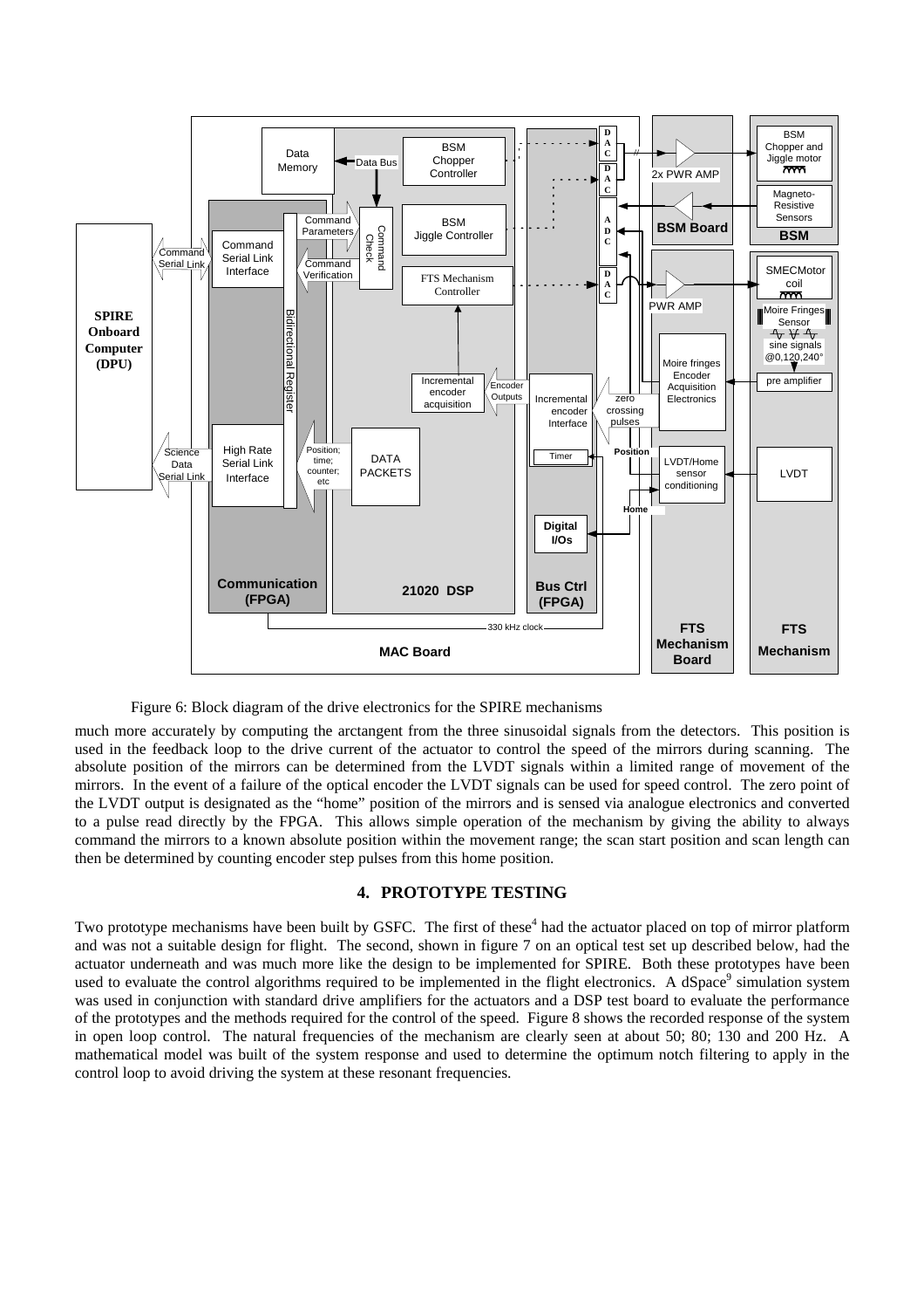Figure 6: Block diagram of the drive electronics for the SPIRE mechanisms

much more accurately by computing the arctangent from the three sinusoidal signals from the detectors. This position is used in the feedback loop to the drive current of the actuator to control the speed of the mirrors during scanning. The absolute position of the mirrors can be determined from the LVDT signals within a limited range of movement of the mirrors. In the event of a failure of the optical encoder the LVDT signals can be used for speed control. The zero point of the LVDT output is designated as the "home" position of the mirrors and is sensed via analogue electronics and converted to a pulse read directly by the FPGA. This allows simple operation of the mechanism by giving the ability to always command the mirrors to a known absolute position within the movement range; the scan start position and scan length can then be determined by counting encoder step pulses from this home position.

## 4. PROTOTYPE TESTING

Two prototype mechanisms have been built by GSFC. The first of these[4] had the actuator placed on top of mirror platform and was not a suitable design for flight. The second, shown in figure 7 on an optical test set up described below, had the actuator underneath and was much more like the design to be implemented for SPIRE. Both these prototypes have been used to evaluate the control algorithms required to be implemented in the flight electronics. A dSpace[9] simulation system was used in conjunction with standard drive amplifiers for the actuators and a DSP test board to evaluate the performance of the prototypes and the methods required for the control of the speed. Figure 8 shows the recorded response of the system in open loop control. The natural frequencies of the mechanism are clearly seen at about 50; 80; 130 and 200 Hz. A mathematical model was built of the system response and used to determine the optimum notch filtering to apply in the control loop to avoid driving the system at these resonant frequencies.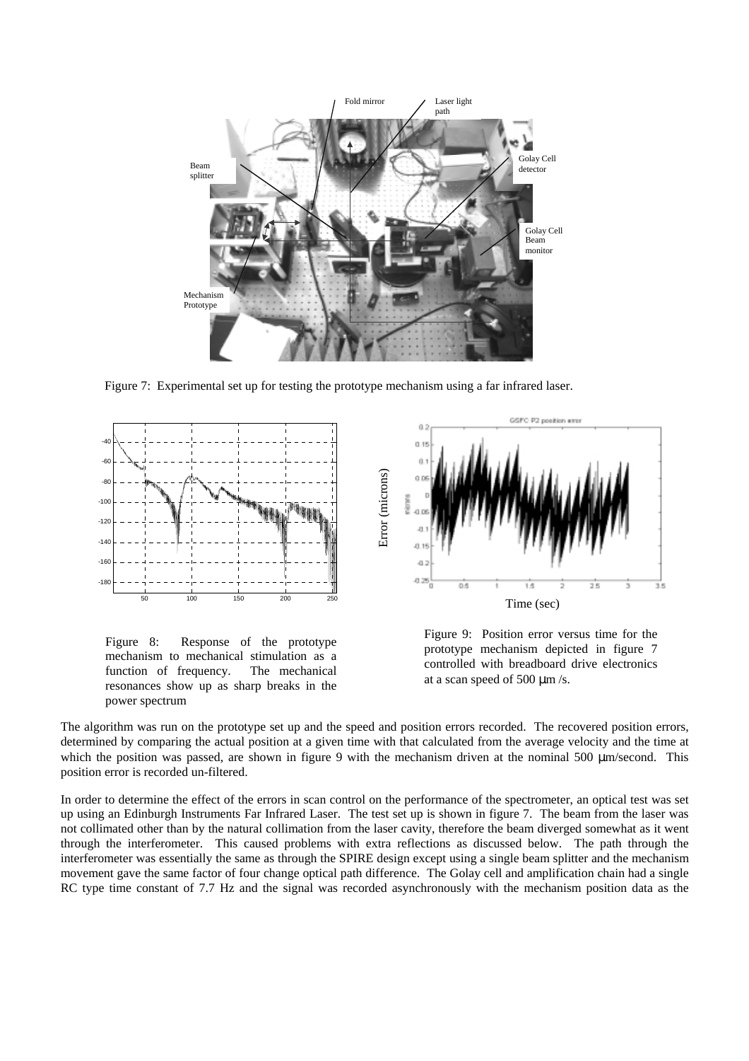Fold mirror

Laser light path

Beam splitter

Golay Cell detector

Golay Cell Beam monitor

Mechanism Prototype

Figure 7: Experimental set up for testing the prototype mechanism using a far infrared laser.

-40
-60
-80
-100
-120
-140
-160
-180
50
100
150
200
250

Figure 8: Response of the prototype mechanism to mechanical stimulation as a function of frequency. The mechanical resonances show up as sharp breaks in the power spectrum

GSFC P2 position error

Error (microns)

0.2
0.15
0.1
0.05
0
-0.05
-0.1
-0.15
-0.2
-0.25
0
0.5
1
1.5
2
2.5
3
3.5

Time (sec)

Figure 9: Position error versus time for the prototype mechanism depicted in figure 7 controlled with breadboard drive electronics at a scan speed of 500 μm /s.

The algorithm was run on the prototype set up and the speed and position errors recorded. The recovered position errors, determined by comparing the actual position at a given time with that calculated from the average velocity and the time at which the position was passed, are shown in figure 9 with the mechanism driven at the nominal 500 μm/second. This position error is recorded un-filtered.

In order to determine the effect of the errors in scan control on the performance of the spectrometer, an optical test was set up using an Edinburgh Instruments Far Infrared Laser. The test set up is shown in figure 7. The beam from the laser was not collimated other than by the natural collimation from the laser cavity, therefore the beam diverged somewhat as it went through the interferometer. This caused problems with extra reflections as discussed below. The path through the interferometer was essentially the same as through the SPIRE design except using a single beam splitter and the mechanism movement gave the same factor of four change optical path difference. The Golay cell and amplification chain had a single RC type time constant of 7.7 Hz and the signal was recorded asynchronously with the mechanism position data as the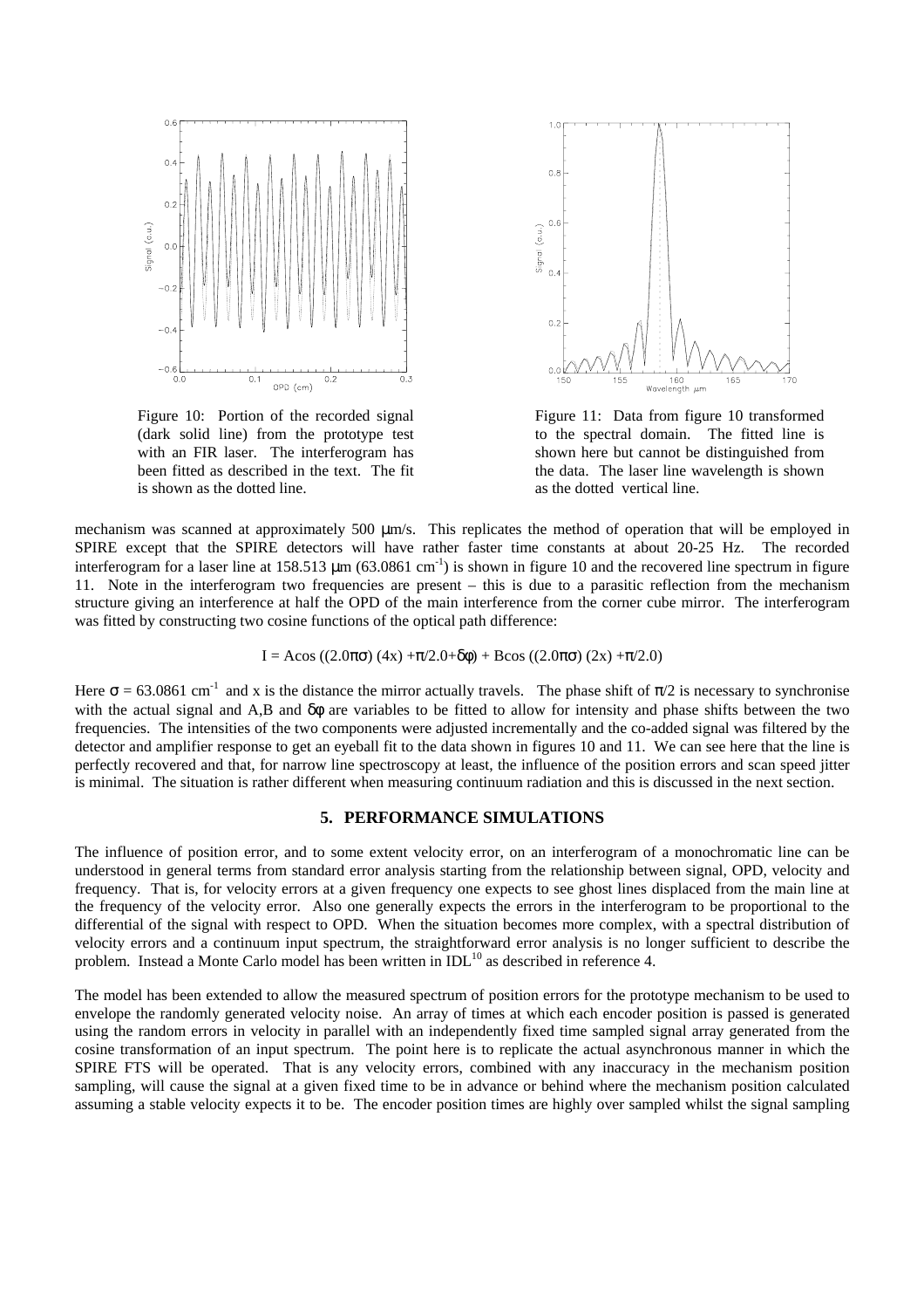0.6
0.4
0.2
0.0
−0.2
−0.4
−0.6
0.0
0.1
0.2
0.3
OPD (cm)
Signal (a.u.)

Figure 10: Portion of the recorded signal (dark solid line) from the prototype test with an FIR laser. The interferogram has been fitted as described in the text. The fit is shown as the dotted line.

1.0
0.8
0.6
0.4
0.2
0.0
150
155
160
165
170
Wavelength μm
Signal (a.u.)

Figure 11: Data from figure 10 transformed to the spectral domain. The fitted line is shown here but cannot be distinguished from the data. The laser line wavelength is shown as the dotted vertical line.

mechanism was scanned at approximately 500 μm/s. This replicates the method of operation that will be employed in SPIRE except that the SPIRE detectors will have rather faster time constants at about 20-25 Hz. The recorded interferogram for a laser line at 158.513 μm (63.0861 cm$^{-1}$) is shown in figure 10 and the recovered line spectrum in figure 11. Note in the interferogram two frequencies are present – this is due to a parasitic reflection from the mechanism structure giving an interference at half the OPD of the main interference from the corner cube mirror. The interferogram was fitted by constructing two cosine functions of the optical path difference:

$$I = A\cos((2.0\pi\sigma)(4x) + \pi/2.0 + \delta\phi) + B\cos((2.0\pi\sigma)(2x) + \pi/2.0)$$

Here $\sigma = 63.0861$ cm$^{-1}$ and x is the distance the mirror actually travels. The phase shift of $\pi/2$ is necessary to synchronise with the actual signal and A,B and $\delta\phi$ are variables to be fitted to allow for intensity and phase shifts between the two frequencies. The intensities of the two components were adjusted incrementally and the co-added signal was filtered by the detector and amplifier response to get an eyeball fit to the data shown in figures 10 and 11. We can see here that the line is perfectly recovered and that, for narrow line spectroscopy at least, the influence of the position errors and scan speed jitter is minimal. The situation is rather different when measuring continuum radiation and this is discussed in the next section.

## 5. PERFORMANCE SIMULATIONS

The influence of position error, and to some extent velocity error, on an interferogram of a monochromatic line can be understood in general terms from standard error analysis starting from the relationship between signal, OPD, velocity and frequency. That is, for velocity errors at a given frequency one expects to see ghost lines displaced from the main line at the frequency of the velocity error. Also one generally expects the errors in the interferogram to be proportional to the differential of the signal with respect to OPD. When the situation becomes more complex, with a spectral distribution of velocity errors and a continuum input spectrum, the straightforward error analysis is no longer sufficient to describe the problem. Instead a Monte Carlo model has been written in IDL[10] as described in reference 4.

The model has been extended to allow the measured spectrum of position errors for the prototype mechanism to be used to envelope the randomly generated velocity noise. An array of times at which each encoder position is passed is generated using the random errors in velocity in parallel with an independently fixed time sampled signal array generated from the cosine transformation of an input spectrum. The point here is to replicate the actual asynchronous manner in which the SPIRE FTS will be operated. That is any velocity errors, combined with any inaccuracy in the mechanism position sampling, will cause the signal at a given fixed time to be in advance or behind where the mechanism position calculated assuming a stable velocity expects it to be. The encoder position times are highly over sampled whilst the signal sampling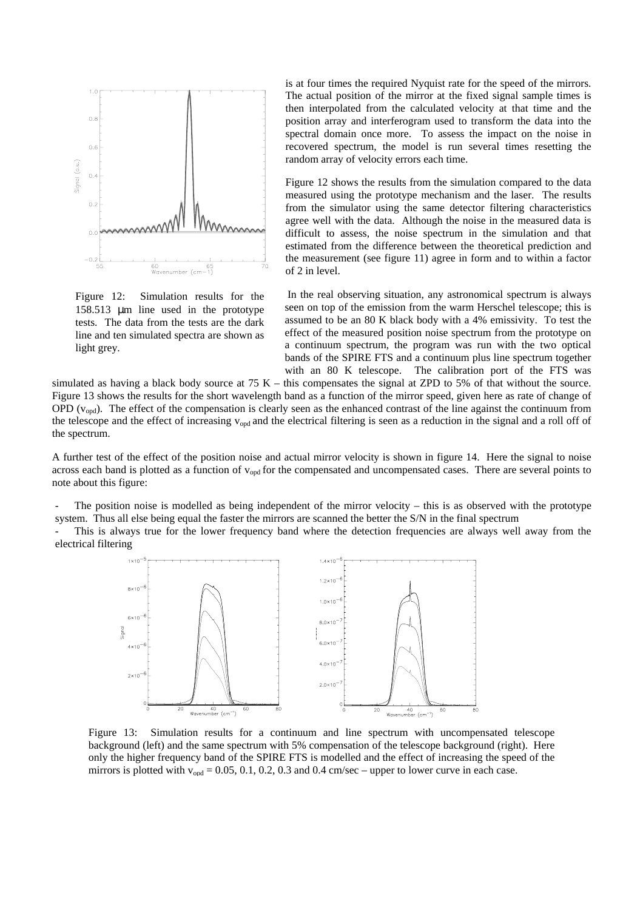1.0

0.8

0.6

0.4

0.2

0.0

−0.2

55

60

65

70

Signal (a.u.)

Wavenumber (cm−1)

Figure 12: Simulation results for the 158.513 μm line used in the prototype tests. The data from the tests are the dark line and ten simulated spectra are shown as light grey.

is at four times the required Nyquist rate for the speed of the mirrors. The actual position of the mirror at the fixed signal sample times is then interpolated from the calculated velocity at that time and the position array and interferogram used to transform the data into the spectral domain once more. To assess the impact on the noise in recovered spectrum, the model is run several times resetting the random array of velocity errors each time.

Figure 12 shows the results from the simulation compared to the data measured using the prototype mechanism and the laser. The results from the simulator using the same detector filtering characteristics agree well with the data. Although the noise in the measured data is difficult to assess, the noise spectrum in the simulation and that estimated from the difference between the theoretical prediction and the measurement (see figure 11) agree in form and to within a factor of 2 in level.

In the real observing situation, any astronomical spectrum is always seen on top of the emission from the warm Herschel telescope; this is assumed to be an 80 K black body with a 4% emissivity. To test the effect of the measured position noise spectrum from the prototype on a continuum spectrum, the program was run with the two optical bands of the SPIRE FTS and a continuum plus line spectrum together with an 80 K telescope. The calibration port of the FTS was simulated as having a black body source at 75 K – this compensates the signal at ZPD to 5% of that without the source. Figure 13 shows the results for the short wavelength band as a function of the mirror speed, given here as rate of change of OPD ($v_{opd}$). The effect of the compensation is clearly seen as the enhanced contrast of the line against the continuum from the telescope and the effect of increasing $v_{opd}$ and the electrical filtering is seen as a reduction in the signal and a roll off of the spectrum.

A further test of the effect of the position noise and actual mirror velocity is shown in figure 14. Here the signal to noise across each band is plotted as a function of $v_{opd}$ for the compensated and uncompensated cases. There are several points to note about this figure:

- The position noise is modelled as being independent of the mirror velocity – this is as observed with the prototype system. Thus all else being equal the faster the mirrors are scanned the better the S/N in the final spectrum
- This is always true for the lower frequency band where the detection frequencies are always well away from the electrical filtering

1×10−5

8×10−6

6×10−6

4×10−6

2×10−6

0

0

20

40

60

80

Signal

Wavenumber (cm−1)

1.4×10−6

1.2×10−6

1.0×10−6

8.0×10−7

6.0×10−7

4.0×10−7

2.0×10−7

0

0

20

40

60

80

Wavenumber (cm−1)

Figure 13: Simulation results for a continuum and line spectrum with uncompensated telescope background (left) and the same spectrum with 5% compensation of the telescope background (right). Here only the higher frequency band of the SPIRE FTS is modelled and the effect of increasing the speed of the mirrors is plotted with $v_{opd}$ = 0.05, 0.1, 0.2, 0.3 and 0.4 cm/sec – upper to lower curve in each case.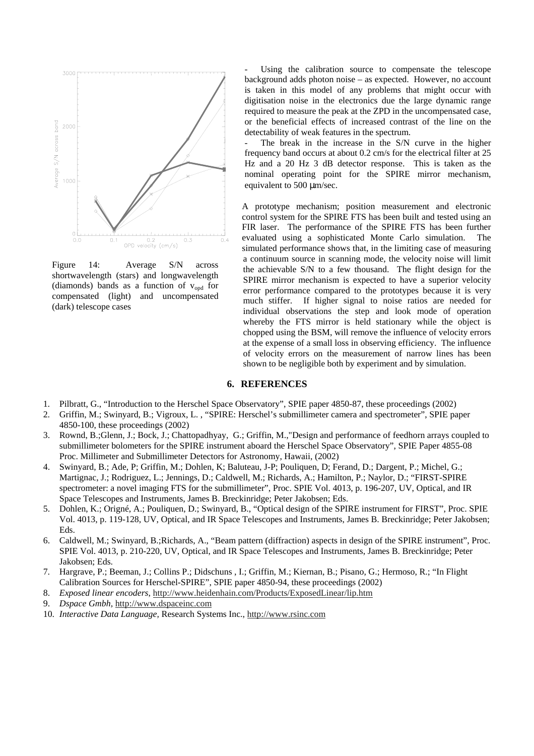3000

2000

1000

0

Average S/N across band

0.0 0.1 0.2 0.3 0.4

OPD velocity (cm/s)

Figure 14: Average S/N across shortwavelength (stars) and longwavelength (diamonds) bands as a function of $v_{opd}$ for compensated (light) and uncompensated (dark) telescope cases

- Using the calibration source to compensate the telescope background adds photon noise – as expected. However, no account is taken in this model of any problems that might occur with digitisation noise in the electronics due the large dynamic range required to measure the peak at the ZPD in the uncompensated case, or the beneficial effects of increased contrast of the line on the detectability of weak features in the spectrum.
- The break in the increase in the S/N curve in the higher frequency band occurs at about 0.2 cm/s for the electrical filter at 25 Hz and a 20 Hz 3 dB detector response. This is taken as the nominal operating point for the SPIRE mirror mechanism, equivalent to 500 μm/sec.

A prototype mechanism; position measurement and electronic control system for the SPIRE FTS has been built and tested using an FIR laser. The performance of the SPIRE FTS has been further evaluated using a sophisticated Monte Carlo simulation. The simulated performance shows that, in the limiting case of measuring a continuum source in scanning mode, the velocity noise will limit the achievable S/N to a few thousand. The flight design for the SPIRE mirror mechanism is expected to have a superior velocity error performance compared to the prototypes because it is very much stiffer. If higher signal to noise ratios are needed for individual observations the step and look mode of operation whereby the FTS mirror is held stationary while the object is chopped using the BSM, will remove the influence of velocity errors at the expense of a small loss in observing efficiency. The influence of velocity errors on the measurement of narrow lines has been shown to be negligible both by experiment and by simulation.

## 6. REFERENCES

1. Pilbratt, G., "Introduction to the Herschel Space Observatory", SPIE paper 4850-87, these proceedings (2002)
2. Griffin, M.; Swinyard, B.; Vigroux, L. , "SPIRE: Herschel's submillimeter camera and spectrometer", SPIE paper 4850-100, these proceedings (2002)
3. Rownd, B.;Glenn, J.; Bock, J.; Chattopadhyay, G.; Griffin, M.,"Design and performance of feedhorn arrays coupled to submillimeter bolometers for the SPIRE instrument aboard the Herschel Space Observatory", SPIE Paper 4855-08 Proc. Millimeter and Submillimeter Detectors for Astronomy, Hawaii, (2002)
4. Swinyard, B.; Ade, P; Griffin, M.; Dohlen, K; Baluteau, J-P; Pouliquen, D; Ferand, D.; Dargent, P.; Michel, G.; Martignac, J.; Rodriguez, L.; Jennings, D.; Caldwell, M.; Richards, A.; Hamilton, P.; Naylor, D.; "FIRST-SPIRE spectrometer: a novel imaging FTS for the submillimeter", Proc. SPIE Vol. 4013, p. 196-207, UV, Optical, and IR Space Telescopes and Instruments, James B. Breckinridge; Peter Jakobsen; Eds.
5. Dohlen, K.; Origné, A.; Pouliquen, D.; Swinyard, B., "Optical design of the SPIRE instrument for FIRST", Proc. SPIE Vol. 4013, p. 119-128, UV, Optical, and IR Space Telescopes and Instruments, James B. Breckinridge; Peter Jakobsen; Eds.
6. Caldwell, M.; Swinyard, B.;Richards, A., "Beam pattern (diffraction) aspects in design of the SPIRE instrument", Proc. SPIE Vol. 4013, p. 210-220, UV, Optical, and IR Space Telescopes and Instruments, James B. Breckinridge; Peter Jakobsen; Eds.
7. Hargrave, P.; Beeman, J.; Collins P.; Didschuns , I.; Griffin, M.; Kiernan, B.; Pisano, G.; Hermoso, R.; "In Flight Calibration Sources for Herschel-SPIRE", SPIE paper 4850-94, these proceedings (2002)
8. *Exposed linear encoders*, http://www.heidenhain.com/Products/ExposedLinear/lip.htm
9. *Dspace Gmbh*, http://www.dspaceinc.com
10. *Interactive Data Language*, Research Systems Inc., http://www.rsinc.com